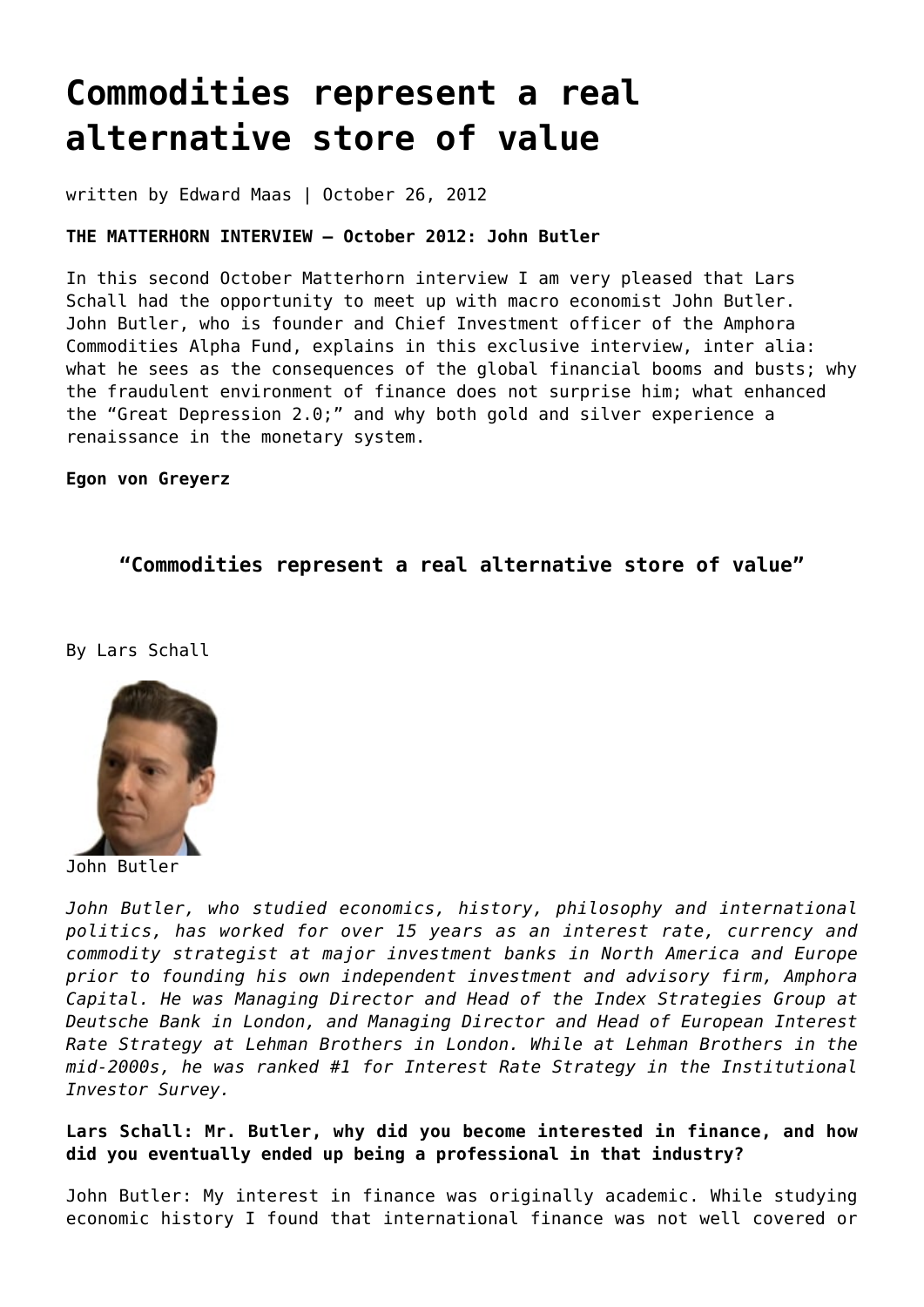# Commodities represent a real alternative store of value

written by Edward Maas | October 26, 2012

**THE MATTERHORN INTERVIEW – October 2012: John Butler**

In this second October Matterhorn interview I am very pleased that Lars Schall had the opportunity to meet up with macro economist John Butler. John Butler, who is founder and Chief Investment officer of the Amphora Commodities Alpha Fund, explains in this exclusive interview, inter alia: what he sees as the consequences of the global financial booms and busts; why the fraudulent environment of finance does not surprise him; what enhanced the "Great Depression 2.0;" and why both gold and silver experience a renaissance in the monetary system.

**Egon von Greyerz**

## "Commodities represent a real alternative store of value"

By Lars Schall

John Butler

*John Butler, who studied economics, history, philosophy and international politics, has worked for over 15 years as an interest rate, currency and commodity strategist at major investment banks in North America and Europe prior to founding his own independent investment and advisory firm, Amphora Capital. He was Managing Director and Head of the Index Strategies Group at Deutsche Bank in London, and Managing Director and Head of European Interest Rate Strategy at Lehman Brothers in London. While at Lehman Brothers in the mid-2000s, he was ranked #1 for Interest Rate Strategy in the Institutional Investor Survey.*

**Lars Schall: Mr. Butler, why did you become interested in finance, and how did you eventually ended up being a professional in that industry?**

John Butler: My interest in finance was originally academic. While studying economic history I found that international finance was not well covered or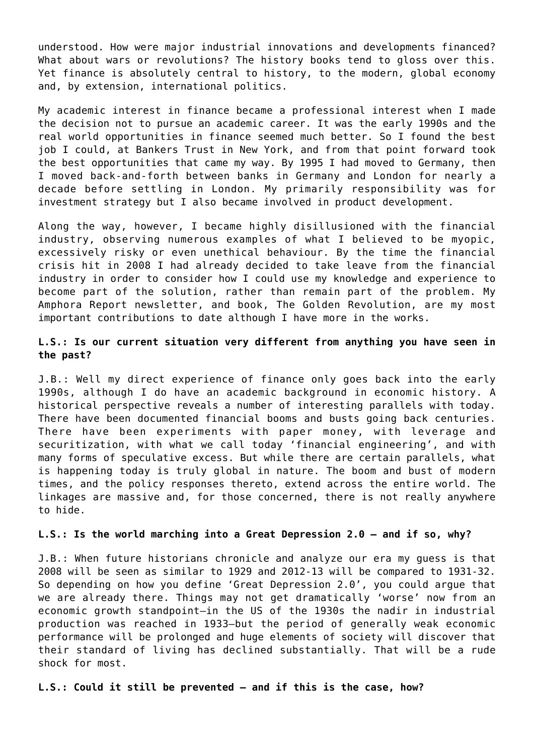understood. How were major industrial innovations and developments financed? What about wars or revolutions? The history books tend to gloss over this. Yet finance is absolutely central to history, to the modern, global economy and, by extension, international politics.

My academic interest in finance became a professional interest when I made the decision not to pursue an academic career. It was the early 1990s and the real world opportunities in finance seemed much better. So I found the best job I could, at Bankers Trust in New York, and from that point forward took the best opportunities that came my way. By 1995 I had moved to Germany, then I moved back-and-forth between banks in Germany and London for nearly a decade before settling in London. My primarily responsibility was for investment strategy but I also became involved in product development.

Along the way, however, I became highly disillusioned with the financial industry, observing numerous examples of what I believed to be myopic, excessively risky or even unethical behaviour. By the time the financial crisis hit in 2008 I had already decided to take leave from the financial industry in order to consider how I could use my knowledge and experience to become part of the solution, rather than remain part of the problem. My Amphora Report newsletter, and book, The Golden Revolution, are my most important contributions to date although I have more in the works.

**L.S.: Is our current situation very different from anything you have seen in the past?**

J.B.: Well my direct experience of finance only goes back into the early 1990s, although I do have an academic background in economic history. A historical perspective reveals a number of interesting parallels with today. There have been documented financial booms and busts going back centuries. There have been experiments with paper money, with leverage and securitization, with what we call today 'financial engineering', and with many forms of speculative excess. But while there are certain parallels, what is happening today is truly global in nature. The boom and bust of modern times, and the policy responses thereto, extend across the entire world. The linkages are massive and, for those concerned, there is not really anywhere to hide.

**L.S.: Is the world marching into a Great Depression 2.0 – and if so, why?**

J.B.: When future historians chronicle and analyze our era my guess is that 2008 will be seen as similar to 1929 and 2012-13 will be compared to 1931-32. So depending on how you define 'Great Depression 2.0', you could argue that we are already there. Things may not get dramatically 'worse' now from an economic growth standpoint—in the US of the 1930s the nadir in industrial production was reached in 1933—but the period of generally weak economic performance will be prolonged and huge elements of society will discover that their standard of living has declined substantially. That will be a rude shock for most.

**L.S.: Could it still be prevented – and if this is the case, how?**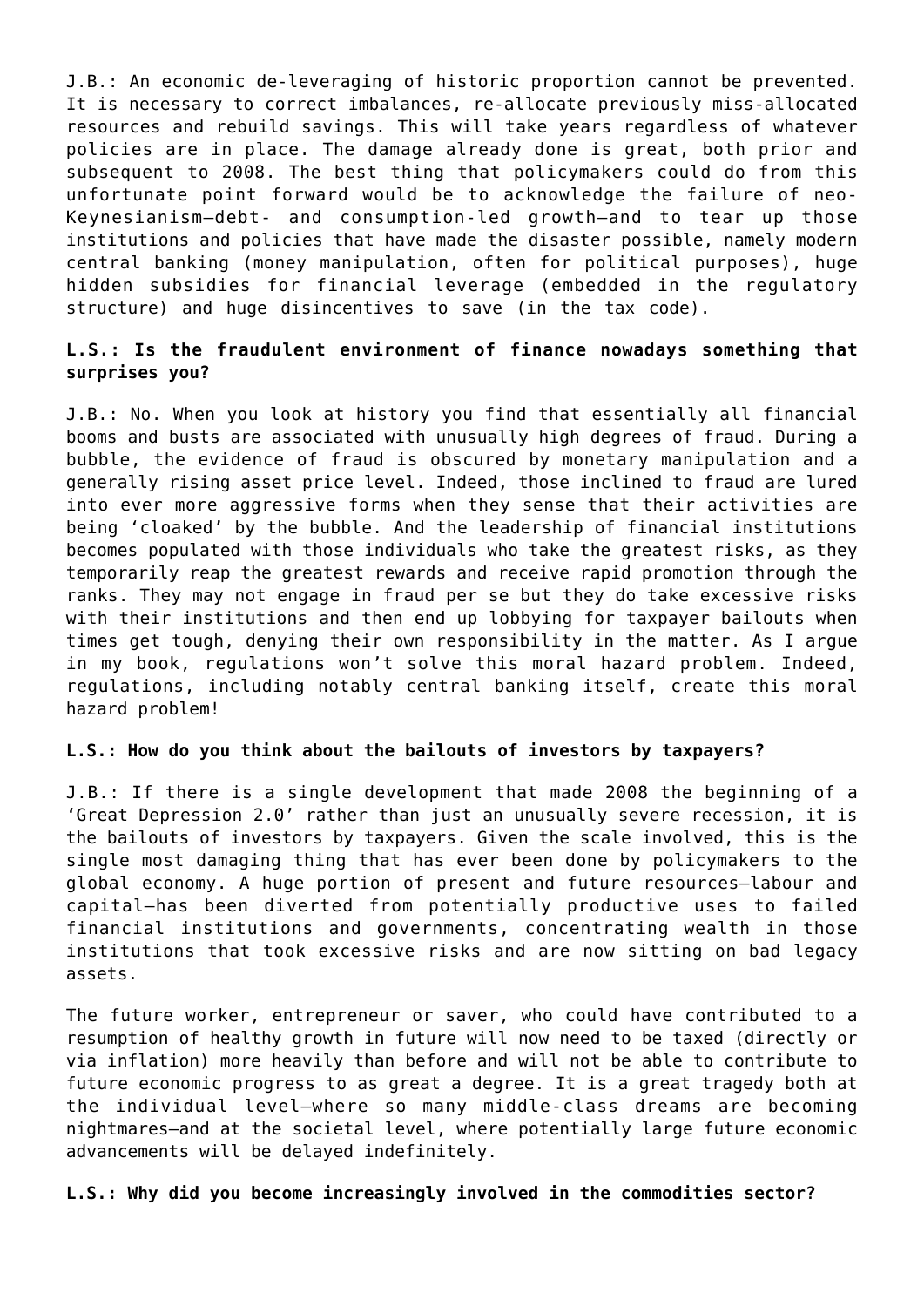J.B.: An economic de-leveraging of historic proportion cannot be prevented. It is necessary to correct imbalances, re-allocate previously miss-allocated resources and rebuild savings. This will take years regardless of whatever policies are in place. The damage already done is great, both prior and subsequent to 2008. The best thing that policymakers could do from this unfortunate point forward would be to acknowledge the failure of neo-Keynesianism—debt- and consumption-led growth—and to tear up those institutions and policies that have made the disaster possible, namely modern central banking (money manipulation, often for political purposes), huge hidden subsidies for financial leverage (embedded in the regulatory structure) and huge disincentives to save (in the tax code).

**L.S.: Is the fraudulent environment of finance nowadays something that surprises you?**

J.B.: No. When you look at history you find that essentially all financial booms and busts are associated with unusually high degrees of fraud. During a bubble, the evidence of fraud is obscured by monetary manipulation and a generally rising asset price level. Indeed, those inclined to fraud are lured into ever more aggressive forms when they sense that their activities are being 'cloaked' by the bubble. And the leadership of financial institutions becomes populated with those individuals who take the greatest risks, as they temporarily reap the greatest rewards and receive rapid promotion through the ranks. They may not engage in fraud per se but they do take excessive risks with their institutions and then end up lobbying for taxpayer bailouts when times get tough, denying their own responsibility in the matter. As I argue in my book, regulations won't solve this moral hazard problem. Indeed, regulations, including notably central banking itself, create this moral hazard problem!

**L.S.: How do you think about the bailouts of investors by taxpayers?**

J.B.: If there is a single development that made 2008 the beginning of a 'Great Depression 2.0' rather than just an unusually severe recession, it is the bailouts of investors by taxpayers. Given the scale involved, this is the single most damaging thing that has ever been done by policymakers to the global economy. A huge portion of present and future resources—labour and capital—has been diverted from potentially productive uses to failed financial institutions and governments, concentrating wealth in those institutions that took excessive risks and are now sitting on bad legacy assets.

The future worker, entrepreneur or saver, who could have contributed to a resumption of healthy growth in future will now need to be taxed (directly or via inflation) more heavily than before and will not be able to contribute to future economic progress to as great a degree. It is a great tragedy both at the individual level—where so many middle-class dreams are becoming nightmares—and at the societal level, where potentially large future economic advancements will be delayed indefinitely.

**L.S.: Why did you become increasingly involved in the commodities sector?**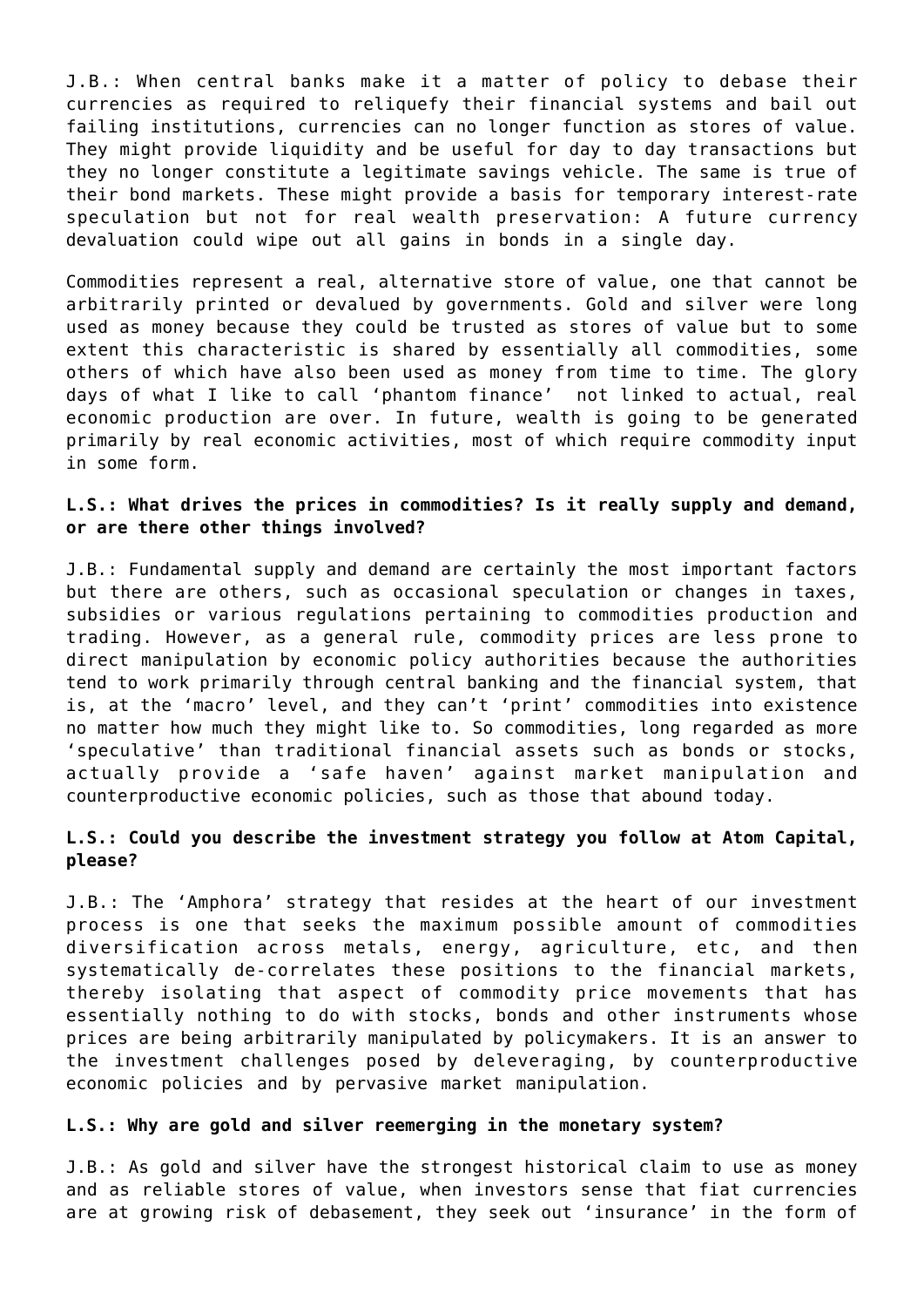J.B.: When central banks make it a matter of policy to debase their currencies as required to reliquefy their financial systems and bail out failing institutions, currencies can no longer function as stores of value. They might provide liquidity and be useful for day to day transactions but they no longer constitute a legitimate savings vehicle. The same is true of their bond markets. These might provide a basis for temporary interest-rate speculation but not for real wealth preservation: A future currency devaluation could wipe out all gains in bonds in a single day.

Commodities represent a real, alternative store of value, one that cannot be arbitrarily printed or devalued by governments. Gold and silver were long used as money because they could be trusted as stores of value but to some extent this characteristic is shared by essentially all commodities, some others of which have also been used as money from time to time. The glory days of what I like to call 'phantom finance' not linked to actual, real economic production are over. In future, wealth is going to be generated primarily by real economic activities, most of which require commodity input in some form.

**L.S.: What drives the prices in commodities? Is it really supply and demand, or are there other things involved?**

J.B.: Fundamental supply and demand are certainly the most important factors but there are others, such as occasional speculation or changes in taxes, subsidies or various regulations pertaining to commodities production and trading. However, as a general rule, commodity prices are less prone to direct manipulation by economic policy authorities because the authorities tend to work primarily through central banking and the financial system, that is, at the 'macro' level, and they can't 'print' commodities into existence no matter how much they might like to. So commodities, long regarded as more 'speculative' than traditional financial assets such as bonds or stocks, actually provide a 'safe haven' against market manipulation and counterproductive economic policies, such as those that abound today.

**L.S.: Could you describe the investment strategy you follow at Atom Capital, please?**

J.B.: The 'Amphora' strategy that resides at the heart of our investment process is one that seeks the maximum possible amount of commodities diversification across metals, energy, agriculture, etc, and then systematically de-correlates these positions to the financial markets, thereby isolating that aspect of commodity price movements that has essentially nothing to do with stocks, bonds and other instruments whose prices are being arbitrarily manipulated by policymakers. It is an answer to the investment challenges posed by deleveraging, by counterproductive economic policies and by pervasive market manipulation.

**L.S.: Why are gold and silver reemerging in the monetary system?**

J.B.: As gold and silver have the strongest historical claim to use as money and as reliable stores of value, when investors sense that fiat currencies are at growing risk of debasement, they seek out 'insurance' in the form of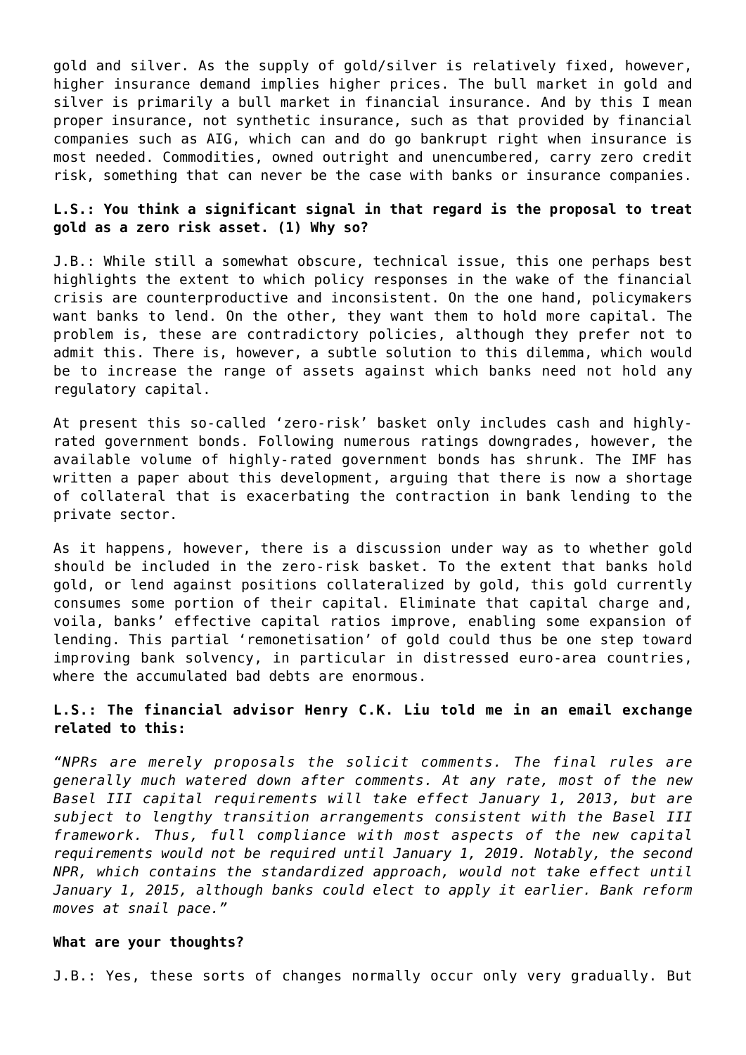gold and silver. As the supply of gold/silver is relatively fixed, however, higher insurance demand implies higher prices. The bull market in gold and silver is primarily a bull market in financial insurance. And by this I mean proper insurance, not synthetic insurance, such as that provided by financial companies such as AIG, which can and do go bankrupt right when insurance is most needed. Commodities, owned outright and unencumbered, carry zero credit risk, something that can never be the case with banks or insurance companies.

**L.S.: You think a significant signal in that regard is the proposal to treat gold as a zero risk asset. (1) Why so?**

J.B.: While still a somewhat obscure, technical issue, this one perhaps best highlights the extent to which policy responses in the wake of the financial crisis are counterproductive and inconsistent. On the one hand, policymakers want banks to lend. On the other, they want them to hold more capital. The problem is, these are contradictory policies, although they prefer not to admit this. There is, however, a subtle solution to this dilemma, which would be to increase the range of assets against which banks need not hold any regulatory capital.

At present this so-called 'zero-risk' basket only includes cash and highly-rated government bonds. Following numerous ratings downgrades, however, the available volume of highly-rated government bonds has shrunk. The IMF has written a paper about this development, arguing that there is now a shortage of collateral that is exacerbating the contraction in bank lending to the private sector.

As it happens, however, there is a discussion under way as to whether gold should be included in the zero-risk basket. To the extent that banks hold gold, or lend against positions collateralized by gold, this gold currently consumes some portion of their capital. Eliminate that capital charge and, voila, banks' effective capital ratios improve, enabling some expansion of lending. This partial 'remonetisation' of gold could thus be one step toward improving bank solvency, in particular in distressed euro-area countries, where the accumulated bad debts are enormous.

**L.S.: The financial advisor Henry C.K. Liu told me in an email exchange related to this:**

*"NPRs are merely proposals the solicit comments. The final rules are generally much watered down after comments. At any rate, most of the new Basel III capital requirements will take effect January 1, 2013, but are subject to lengthy transition arrangements consistent with the Basel III framework. Thus, full compliance with most aspects of the new capital requirements would not be required until January 1, 2019. Notably, the second NPR, which contains the standardized approach, would not take effect until January 1, 2015, although banks could elect to apply it earlier. Bank reform moves at snail pace."*

**What are your thoughts?**

J.B.: Yes, these sorts of changes normally occur only very gradually. But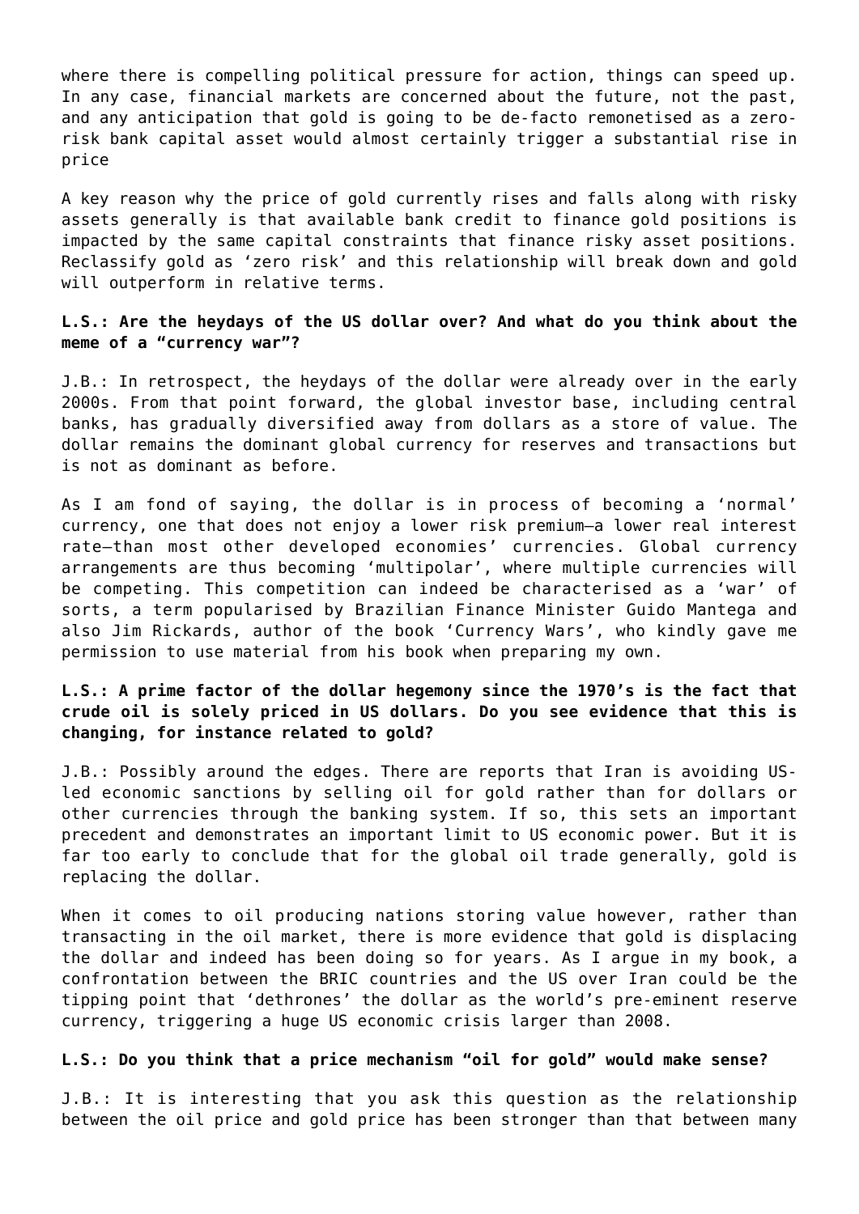where there is compelling political pressure for action, things can speed up. In any case, financial markets are concerned about the future, not the past, and any anticipation that gold is going to be de-facto remonetised as a zero-risk bank capital asset would almost certainly trigger a substantial rise in price

A key reason why the price of gold currently rises and falls along with risky assets generally is that available bank credit to finance gold positions is impacted by the same capital constraints that finance risky asset positions. Reclassify gold as 'zero risk' and this relationship will break down and gold will outperform in relative terms.

**L.S.: Are the heydays of the US dollar over? And what do you think about the meme of a "currency war"?**

J.B.: In retrospect, the heydays of the dollar were already over in the early 2000s. From that point forward, the global investor base, including central banks, has gradually diversified away from dollars as a store of value. The dollar remains the dominant global currency for reserves and transactions but is not as dominant as before.

As I am fond of saying, the dollar is in process of becoming a 'normal' currency, one that does not enjoy a lower risk premium—a lower real interest rate—than most other developed economies' currencies. Global currency arrangements are thus becoming 'multipolar', where multiple currencies will be competing. This competition can indeed be characterised as a 'war' of sorts, a term popularised by Brazilian Finance Minister Guido Mantega and also Jim Rickards, author of the book 'Currency Wars', who kindly gave me permission to use material from his book when preparing my own.

**L.S.: A prime factor of the dollar hegemony since the 1970's is the fact that crude oil is solely priced in US dollars. Do you see evidence that this is changing, for instance related to gold?**

J.B.: Possibly around the edges. There are reports that Iran is avoiding US-led economic sanctions by selling oil for gold rather than for dollars or other currencies through the banking system. If so, this sets an important precedent and demonstrates an important limit to US economic power. But it is far too early to conclude that for the global oil trade generally, gold is replacing the dollar.

When it comes to oil producing nations storing value however, rather than transacting in the oil market, there is more evidence that gold is displacing the dollar and indeed has been doing so for years. As I argue in my book, a confrontation between the BRIC countries and the US over Iran could be the tipping point that 'dethrones' the dollar as the world's pre-eminent reserve currency, triggering a huge US economic crisis larger than 2008.

**L.S.: Do you think that a price mechanism "oil for gold" would make sense?**

J.B.: It is interesting that you ask this question as the relationship between the oil price and gold price has been stronger than that between many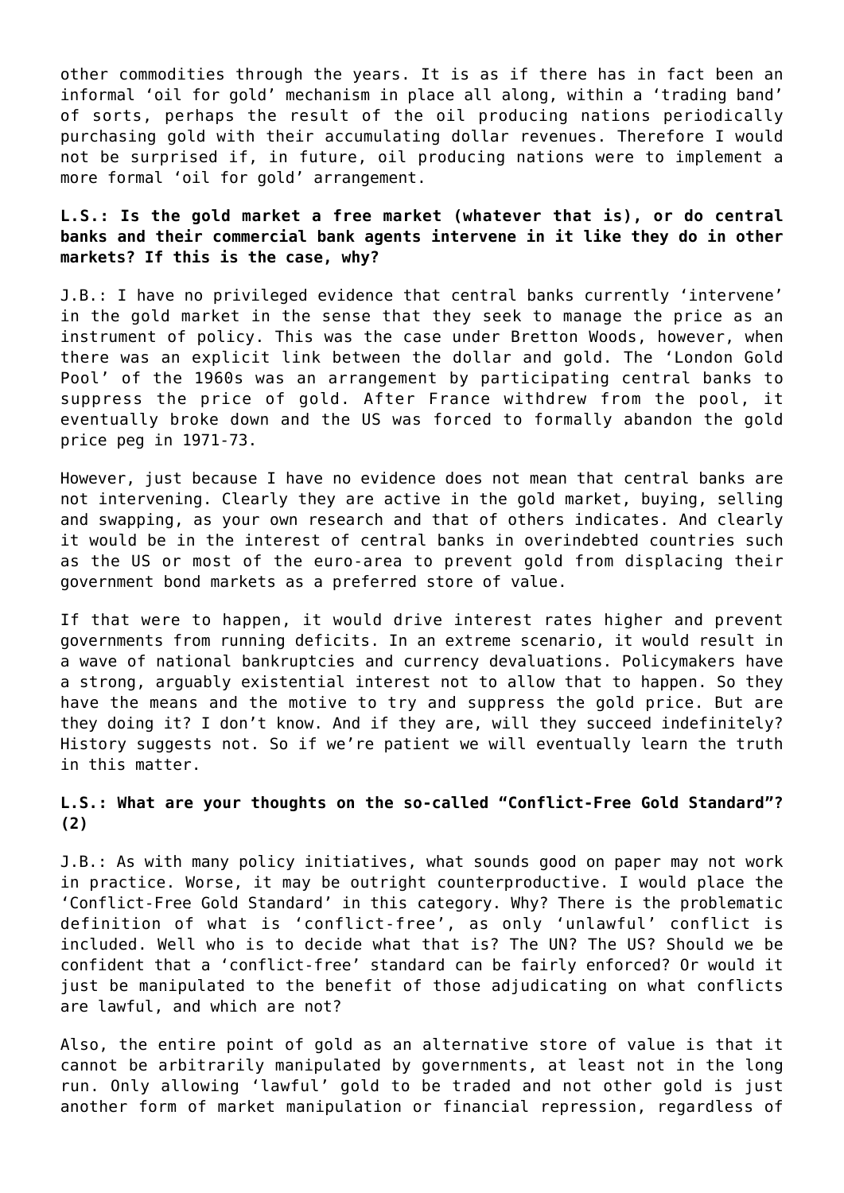other commodities through the years. It is as if there has in fact been an informal 'oil for gold' mechanism in place all along, within a 'trading band' of sorts, perhaps the result of the oil producing nations periodically purchasing gold with their accumulating dollar revenues. Therefore I would not be surprised if, in future, oil producing nations were to implement a more formal 'oil for gold' arrangement.

**L.S.: Is the gold market a free market (whatever that is), or do central banks and their commercial bank agents intervene in it like they do in other markets? If this is the case, why?**

J.B.: I have no privileged evidence that central banks currently 'intervene' in the gold market in the sense that they seek to manage the price as an instrument of policy. This was the case under Bretton Woods, however, when there was an explicit link between the dollar and gold. The 'London Gold Pool' of the 1960s was an arrangement by participating central banks to suppress the price of gold. After France withdrew from the pool, it eventually broke down and the US was forced to formally abandon the gold price peg in 1971-73.

However, just because I have no evidence does not mean that central banks are not intervening. Clearly they are active in the gold market, buying, selling and swapping, as your own research and that of others indicates. And clearly it would be in the interest of central banks in overindebted countries such as the US or most of the euro-area to prevent gold from displacing their government bond markets as a preferred store of value.

If that were to happen, it would drive interest rates higher and prevent governments from running deficits. In an extreme scenario, it would result in a wave of national bankruptcies and currency devaluations. Policymakers have a strong, arguably existential interest not to allow that to happen. So they have the means and the motive to try and suppress the gold price. But are they doing it? I don't know. And if they are, will they succeed indefinitely? History suggests not. So if we're patient we will eventually learn the truth in this matter.

**L.S.: What are your thoughts on the so-called "Conflict-Free Gold Standard"? (2)**

J.B.: As with many policy initiatives, what sounds good on paper may not work in practice. Worse, it may be outright counterproductive. I would place the 'Conflict-Free Gold Standard' in this category. Why? There is the problematic definition of what is 'conflict-free', as only 'unlawful' conflict is included. Well who is to decide what that is? The UN? The US? Should we be confident that a 'conflict-free' standard can be fairly enforced? Or would it just be manipulated to the benefit of those adjudicating on what conflicts are lawful, and which are not?

Also, the entire point of gold as an alternative store of value is that it cannot be arbitrarily manipulated by governments, at least not in the long run. Only allowing 'lawful' gold to be traded and not other gold is just another form of market manipulation or financial repression, regardless of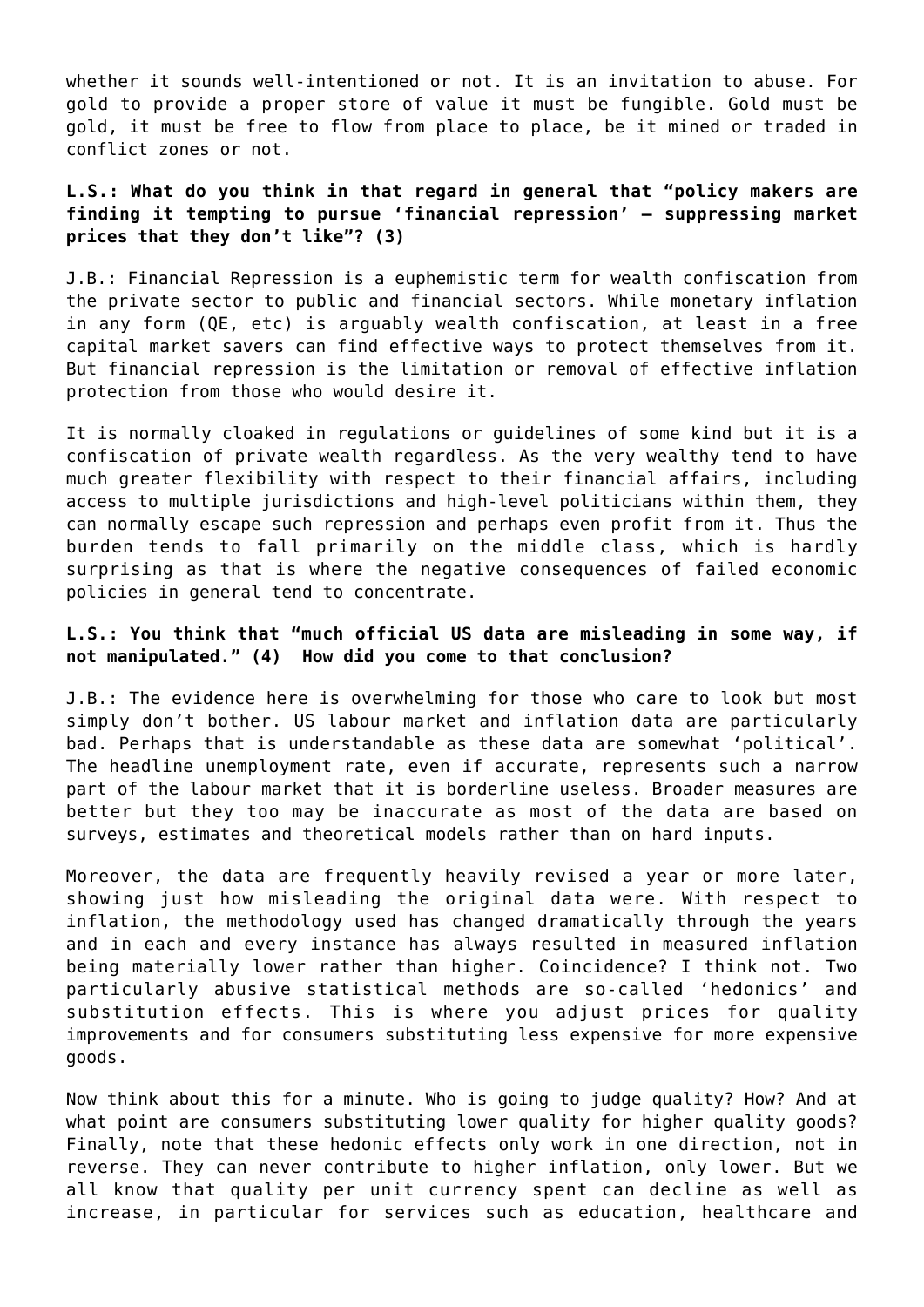whether it sounds well-intentioned or not. It is an invitation to abuse. For gold to provide a proper store of value it must be fungible. Gold must be gold, it must be free to flow from place to place, be it mined or traded in conflict zones or not.

**L.S.: What do you think in that regard in general that "policy makers are finding it tempting to pursue 'financial repression' – suppressing market prices that they don't like"? (3)**

J.B.: Financial Repression is a euphemistic term for wealth confiscation from the private sector to public and financial sectors. While monetary inflation in any form (QE, etc) is arguably wealth confiscation, at least in a free capital market savers can find effective ways to protect themselves from it. But financial repression is the limitation or removal of effective inflation protection from those who would desire it.

It is normally cloaked in regulations or guidelines of some kind but it is a confiscation of private wealth regardless. As the very wealthy tend to have much greater flexibility with respect to their financial affairs, including access to multiple jurisdictions and high-level politicians within them, they can normally escape such repression and perhaps even profit from it. Thus the burden tends to fall primarily on the middle class, which is hardly surprising as that is where the negative consequences of failed economic policies in general tend to concentrate.

**L.S.: You think that "much official US data are misleading in some way, if not manipulated." (4) How did you come to that conclusion?**

J.B.: The evidence here is overwhelming for those who care to look but most simply don't bother. US labour market and inflation data are particularly bad. Perhaps that is understandable as these data are somewhat 'political'. The headline unemployment rate, even if accurate, represents such a narrow part of the labour market that it is borderline useless. Broader measures are better but they too may be inaccurate as most of the data are based on surveys, estimates and theoretical models rather than on hard inputs.

Moreover, the data are frequently heavily revised a year or more later, showing just how misleading the original data were. With respect to inflation, the methodology used has changed dramatically through the years and in each and every instance has always resulted in measured inflation being materially lower rather than higher. Coincidence? I think not. Two particularly abusive statistical methods are so-called 'hedonics' and substitution effects. This is where you adjust prices for quality improvements and for consumers substituting less expensive for more expensive goods.

Now think about this for a minute. Who is going to judge quality? How? And at what point are consumers substituting lower quality for higher quality goods? Finally, note that these hedonic effects only work in one direction, not in reverse. They can never contribute to higher inflation, only lower. But we all know that quality per unit currency spent can decline as well as increase, in particular for services such as education, healthcare and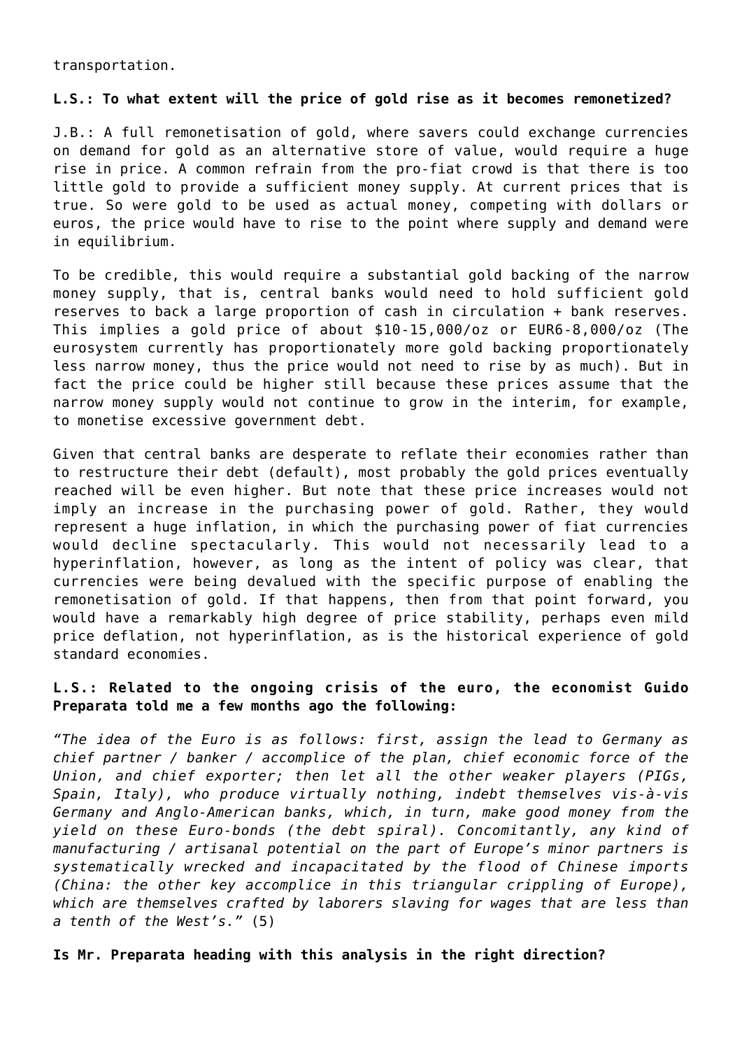transportation.

**L.S.: To what extent will the price of gold rise as it becomes remonetized?**

J.B.: A full remonetisation of gold, where savers could exchange currencies on demand for gold as an alternative store of value, would require a huge rise in price. A common refrain from the pro-fiat crowd is that there is too little gold to provide a sufficient money supply. At current prices that is true. So were gold to be used as actual money, competing with dollars or euros, the price would have to rise to the point where supply and demand were in equilibrium.

To be credible, this would require a substantial gold backing of the narrow money supply, that is, central banks would need to hold sufficient gold reserves to back a large proportion of cash in circulation + bank reserves. This implies a gold price of about $10-15,000/oz or EUR6-8,000/oz (The eurosystem currently has proportionately more gold backing proportionately less narrow money, thus the price would not need to rise by as much). But in fact the price could be higher still because these prices assume that the narrow money supply would not continue to grow in the interim, for example, to monetise excessive government debt.

Given that central banks are desperate to reflate their economies rather than to restructure their debt (default), most probably the gold prices eventually reached will be even higher. But note that these price increases would not imply an increase in the purchasing power of gold. Rather, they would represent a huge inflation, in which the purchasing power of fiat currencies would decline spectacularly. This would not necessarily lead to a hyperinflation, however, as long as the intent of policy was clear, that currencies were being devalued with the specific purpose of enabling the remonetisation of gold. If that happens, then from that point forward, you would have a remarkably high degree of price stability, perhaps even mild price deflation, not hyperinflation, as is the historical experience of gold standard economies.

**L.S.: Related to the ongoing crisis of the euro, the economist Guido Preparata told me a few months ago the following:**

*"The idea of the Euro is as follows: first, assign the lead to Germany as chief partner / banker / accomplice of the plan, chief economic force of the Union, and chief exporter; then let all the other weaker players (PIGs, Spain, Italy), who produce virtually nothing, indebt themselves vis-à-vis Germany and Anglo-American banks, which, in turn, make good money from the yield on these Euro-bonds (the debt spiral). Concomitantly, any kind of manufacturing / artisanal potential on the part of Europe's minor partners is systematically wrecked and incapacitated by the flood of Chinese imports (China: the other key accomplice in this triangular crippling of Europe), which are themselves crafted by laborers slaving for wages that are less than a tenth of the West's."* (5)

**Is Mr. Preparata heading with this analysis in the right direction?**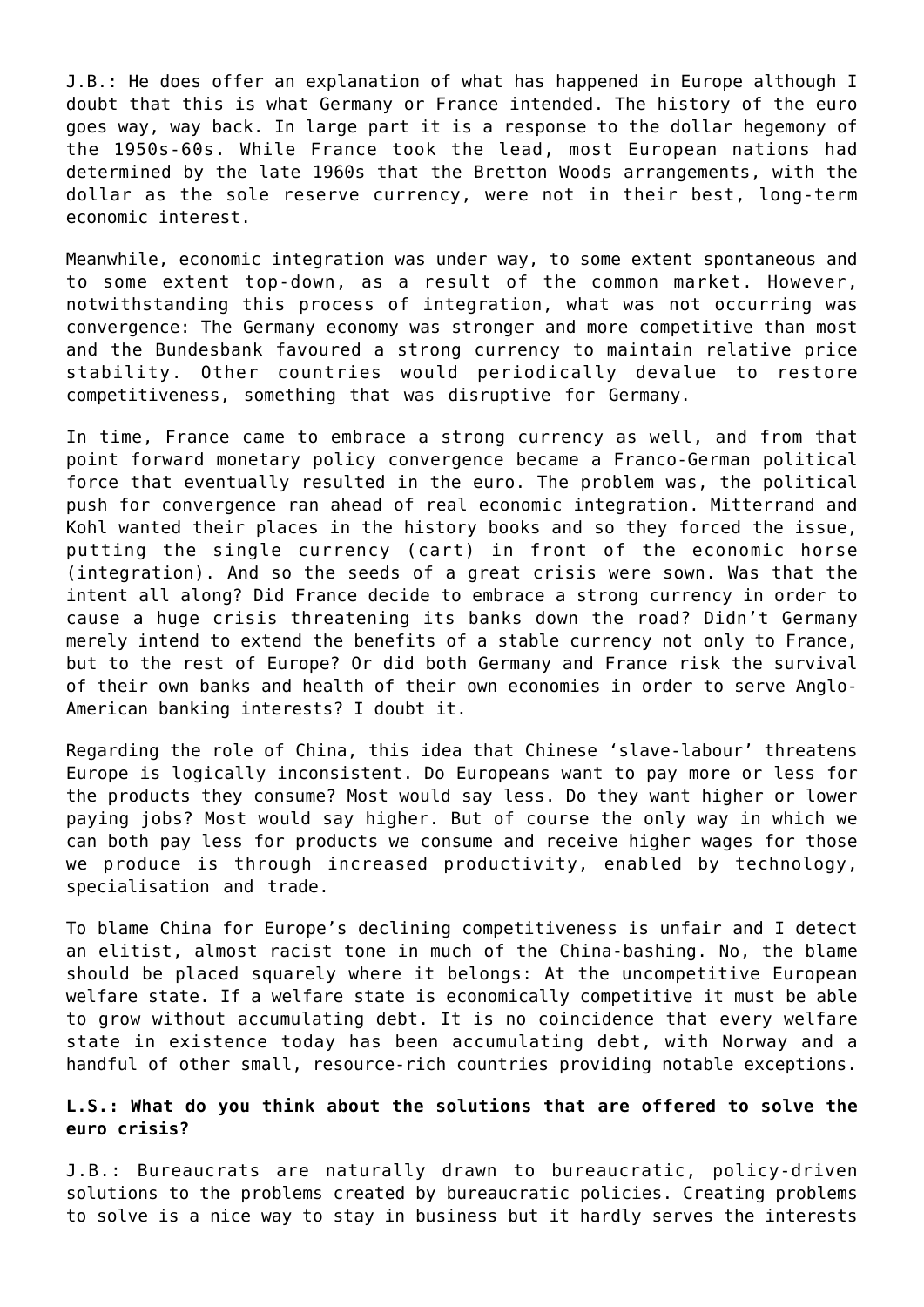J.B.: He does offer an explanation of what has happened in Europe although I doubt that this is what Germany or France intended. The history of the euro goes way, way back. In large part it is a response to the dollar hegemony of the 1950s-60s. While France took the lead, most European nations had determined by the late 1960s that the Bretton Woods arrangements, with the dollar as the sole reserve currency, were not in their best, long-term economic interest.

Meanwhile, economic integration was under way, to some extent spontaneous and to some extent top-down, as a result of the common market. However, notwithstanding this process of integration, what was not occurring was convergence: The Germany economy was stronger and more competitive than most and the Bundesbank favoured a strong currency to maintain relative price stability. Other countries would periodically devalue to restore competitiveness, something that was disruptive for Germany.

In time, France came to embrace a strong currency as well, and from that point forward monetary policy convergence became a Franco-German political force that eventually resulted in the euro. The problem was, the political push for convergence ran ahead of real economic integration. Mitterrand and Kohl wanted their places in the history books and so they forced the issue, putting the single currency (cart) in front of the economic horse (integration). And so the seeds of a great crisis were sown. Was that the intent all along? Did France decide to embrace a strong currency in order to cause a huge crisis threatening its banks down the road? Didn't Germany merely intend to extend the benefits of a stable currency not only to France, but to the rest of Europe? Or did both Germany and France risk the survival of their own banks and health of their own economies in order to serve Anglo-American banking interests? I doubt it.

Regarding the role of China, this idea that Chinese 'slave-labour' threatens Europe is logically inconsistent. Do Europeans want to pay more or less for the products they consume? Most would say less. Do they want higher or lower paying jobs? Most would say higher. But of course the only way in which we can both pay less for products we consume and receive higher wages for those we produce is through increased productivity, enabled by technology, specialisation and trade.

To blame China for Europe's declining competitiveness is unfair and I detect an elitist, almost racist tone in much of the China-bashing. No, the blame should be placed squarely where it belongs: At the uncompetitive European welfare state. If a welfare state is economically competitive it must be able to grow without accumulating debt. It is no coincidence that every welfare state in existence today has been accumulating debt, with Norway and a handful of other small, resource-rich countries providing notable exceptions.

**L.S.: What do you think about the solutions that are offered to solve the euro crisis?**

J.B.: Bureaucrats are naturally drawn to bureaucratic, policy-driven solutions to the problems created by bureaucratic policies. Creating problems to solve is a nice way to stay in business but it hardly serves the interests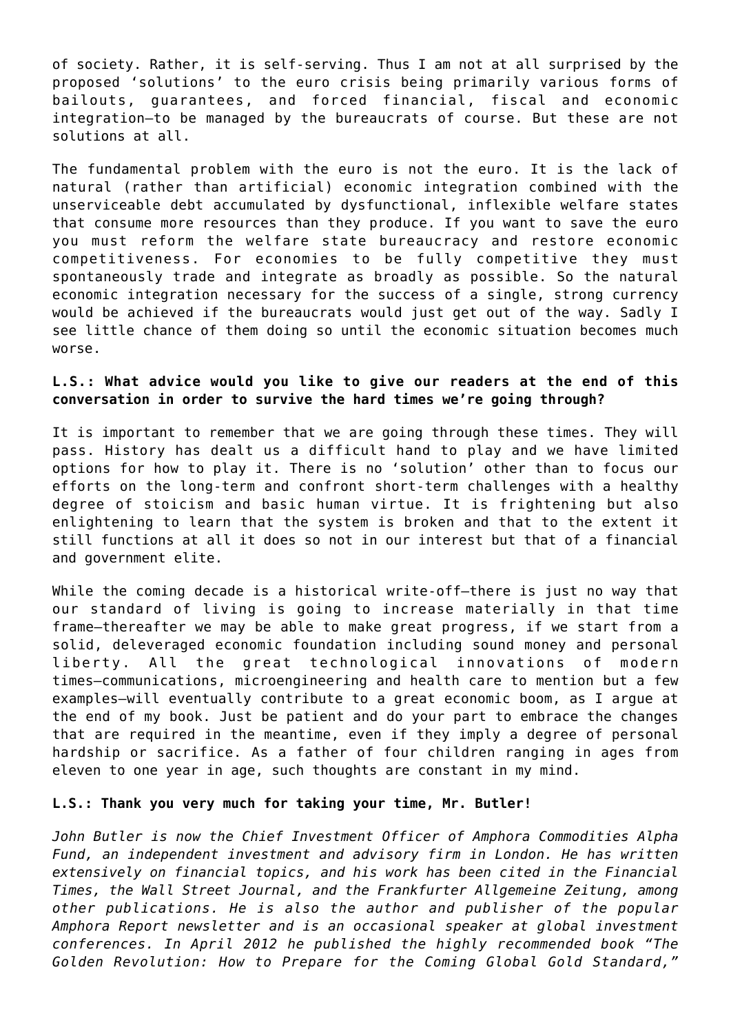of society. Rather, it is self-serving. Thus I am not at all surprised by the proposed 'solutions' to the euro crisis being primarily various forms of bailouts, guarantees, and forced financial, fiscal and economic integration—to be managed by the bureaucrats of course. But these are not solutions at all.

The fundamental problem with the euro is not the euro. It is the lack of natural (rather than artificial) economic integration combined with the unserviceable debt accumulated by dysfunctional, inflexible welfare states that consume more resources than they produce. If you want to save the euro you must reform the welfare state bureaucracy and restore economic competitiveness. For economies to be fully competitive they must spontaneously trade and integrate as broadly as possible. So the natural economic integration necessary for the success of a single, strong currency would be achieved if the bureaucrats would just get out of the way. Sadly I see little chance of them doing so until the economic situation becomes much worse.

**L.S.: What advice would you like to give our readers at the end of this conversation in order to survive the hard times we're going through?**

It is important to remember that we are going through these times. They will pass. History has dealt us a difficult hand to play and we have limited options for how to play it. There is no 'solution' other than to focus our efforts on the long-term and confront short-term challenges with a healthy degree of stoicism and basic human virtue. It is frightening but also enlightening to learn that the system is broken and that to the extent it still functions at all it does so not in our interest but that of a financial and government elite.

While the coming decade is a historical write-off—there is just no way that our standard of living is going to increase materially in that time frame—thereafter we may be able to make great progress, if we start from a solid, deleveraged economic foundation including sound money and personal liberty. All the great technological innovations of modern times—communications, microengineering and health care to mention but a few examples—will eventually contribute to a great economic boom, as I argue at the end of my book. Just be patient and do your part to embrace the changes that are required in the meantime, even if they imply a degree of personal hardship or sacrifice. As a father of four children ranging in ages from eleven to one year in age, such thoughts are constant in my mind.

**L.S.: Thank you very much for taking your time, Mr. Butler!**

*John Butler is now the Chief Investment Officer of Amphora Commodities Alpha Fund, an independent investment and advisory firm in London. He has written extensively on financial topics, and his work has been cited in the Financial Times, the Wall Street Journal, and the Frankfurter Allgemeine Zeitung, among other publications. He is also the author and publisher of the popular Amphora Report newsletter and is an occasional speaker at global investment conferences. In April 2012 he published the highly recommended book "The Golden Revolution: How to Prepare for the Coming Global Gold Standard,"*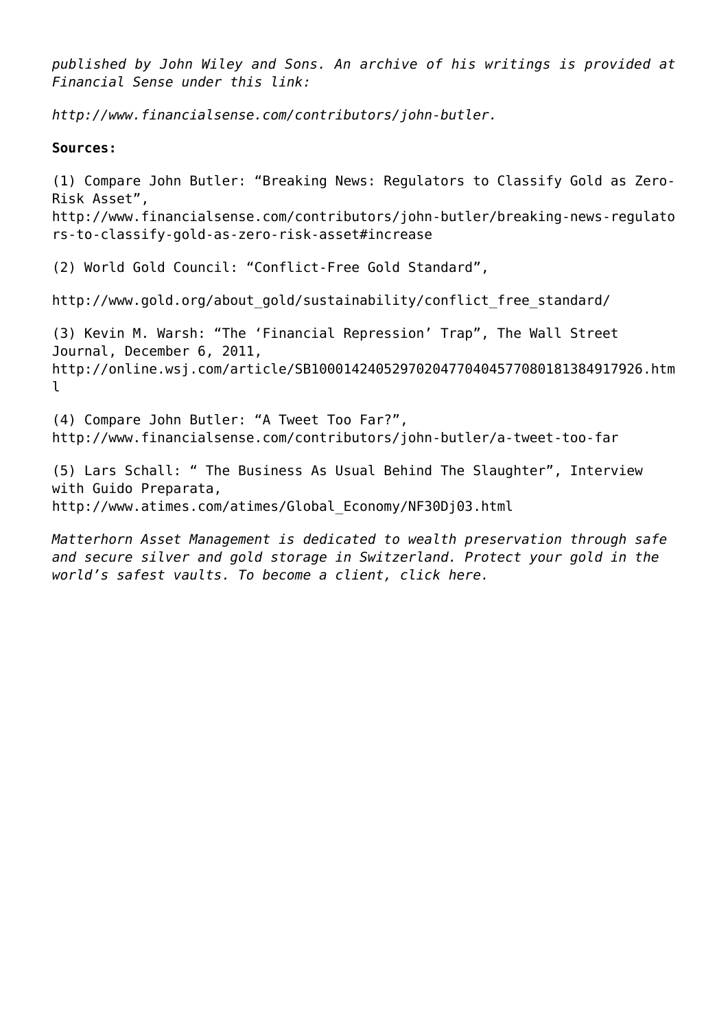*published by John Wiley and Sons. An archive of his writings is provided at Financial Sense under this link:*

*http://www.financialsense.com/contributors/john-butler.*

**Sources:**

(1) Compare John Butler: "Breaking News: Regulators to Classify Gold as Zero-Risk Asset", http://www.financialsense.com/contributors/john-butler/breaking-news-regulators-to-classify-gold-as-zero-risk-asset#increase

(2) World Gold Council: "Conflict-Free Gold Standard",

http://www.gold.org/about_gold/sustainability/conflict_free_standard/

(3) Kevin M. Warsh: "The 'Financial Repression' Trap", The Wall Street Journal, December 6, 2011, http://online.wsj.com/article/SB10001424052970204770404577080181384917926.html

(4) Compare John Butler: "A Tweet Too Far?", http://www.financialsense.com/contributors/john-butler/a-tweet-too-far

(5) Lars Schall: " The Business As Usual Behind The Slaughter", Interview with Guido Preparata, http://www.atimes.com/atimes/Global_Economy/NF30Dj03.html

*Matterhorn Asset Management is dedicated to wealth preservation through safe and secure silver and gold storage in Switzerland. Protect your gold in the world's safest vaults. To become a client, click here.*